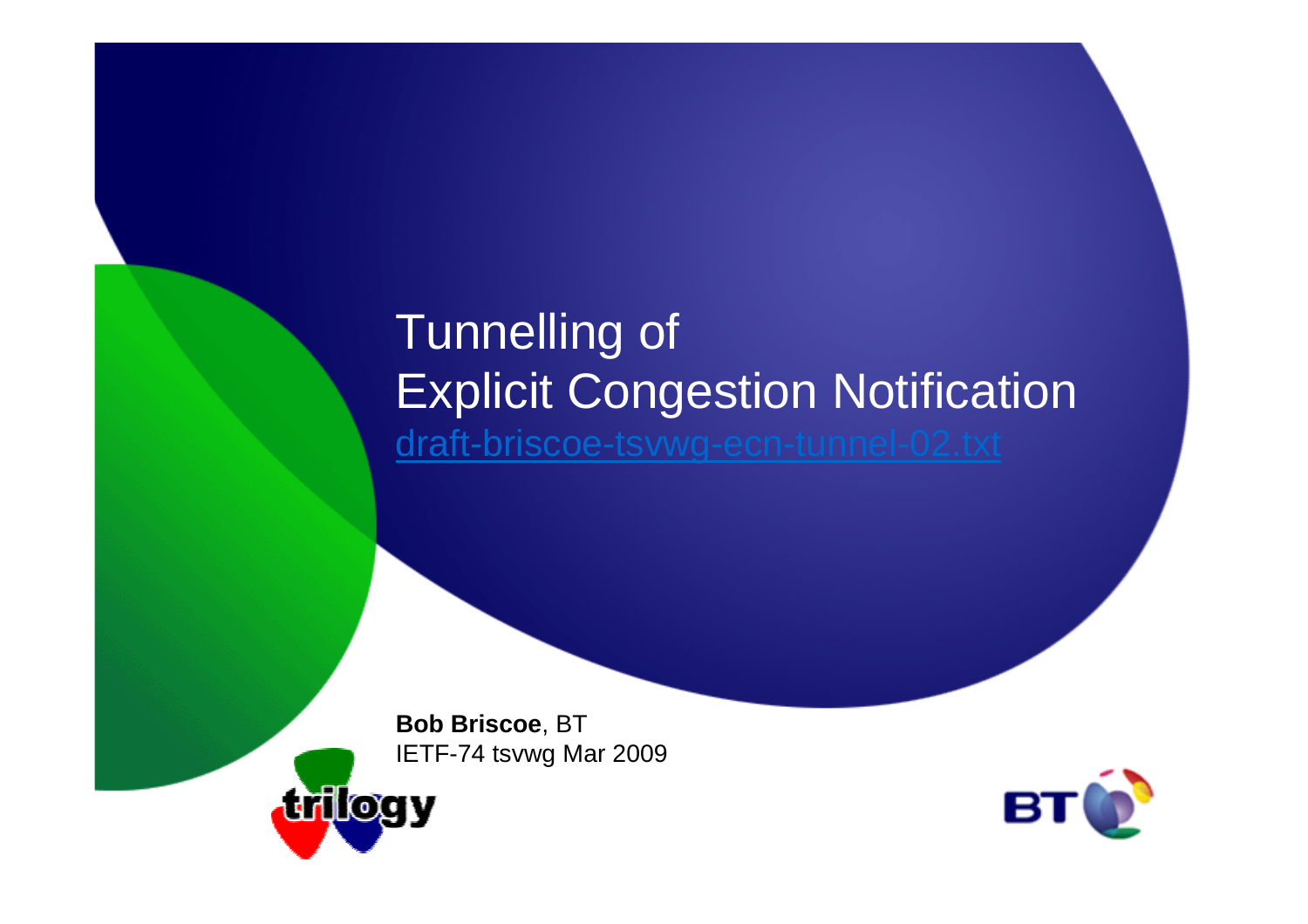# Tunnelling of Explicit Congestion Notification

draft-briscoe-tsvwg-ecn-tunnel-02.txt

**Bob Briscoe**, BT
IETF-74 tsvwg Mar 2009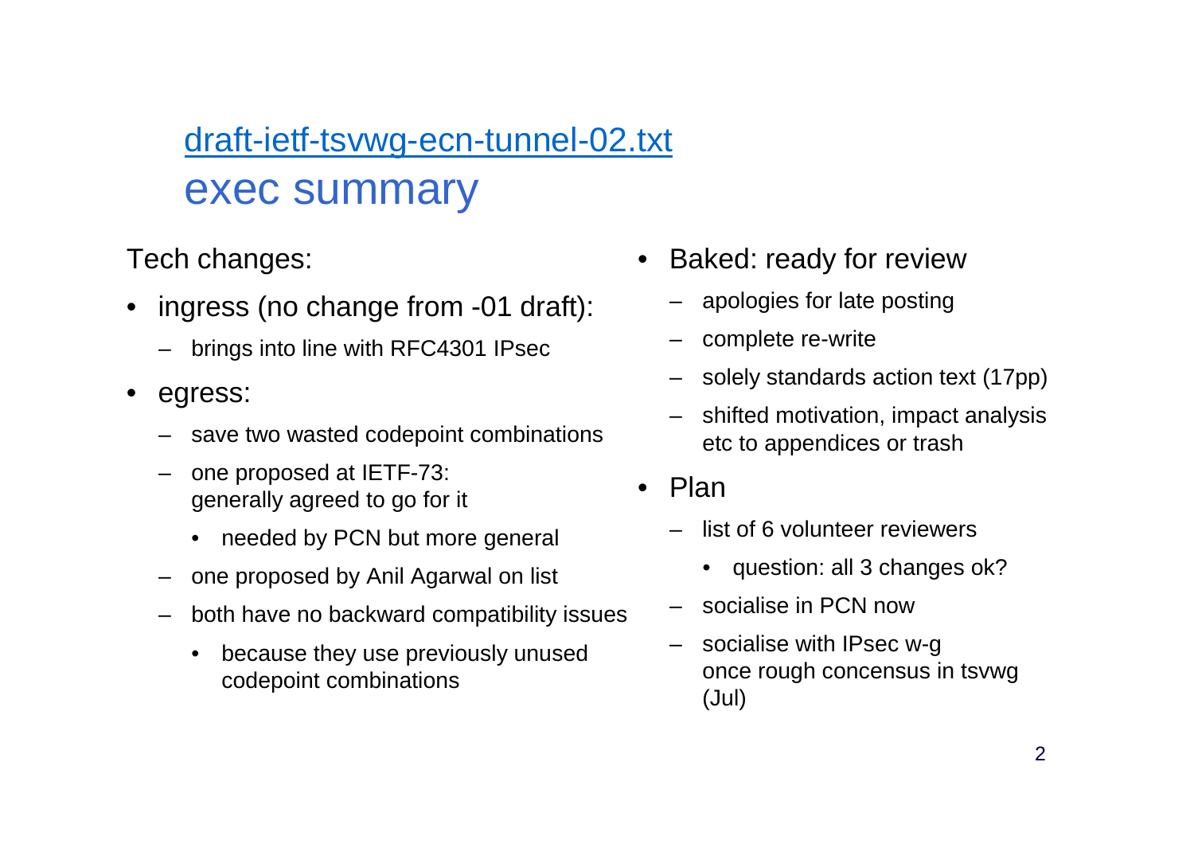# draft-ietf-tsvwg-ecn-tunnel-02.txt
# exec summary

Tech changes:

- ingress (no change from -01 draft):
  - brings into line with RFC4301 IPsec
- egress:
  - save two wasted codepoint combinations
  - one proposed at IETF-73:
    generally agreed to go for it
    - needed by PCN but more general
  - one proposed by Anil Agarwal on list
  - both have no backward compatibility issues
    - because they use previously unused codepoint combinations

- Baked: ready for review
  - apologies for late posting
  - complete re-write
  - solely standards action text (17pp)
  - shifted motivation, impact analysis etc to appendices or trash
- Plan
  - list of 6 volunteer reviewers
    - question: all 3 changes ok?
  - socialise in PCN now
  - socialise with IPsec w-g once rough concensus in tsvwg (Jul)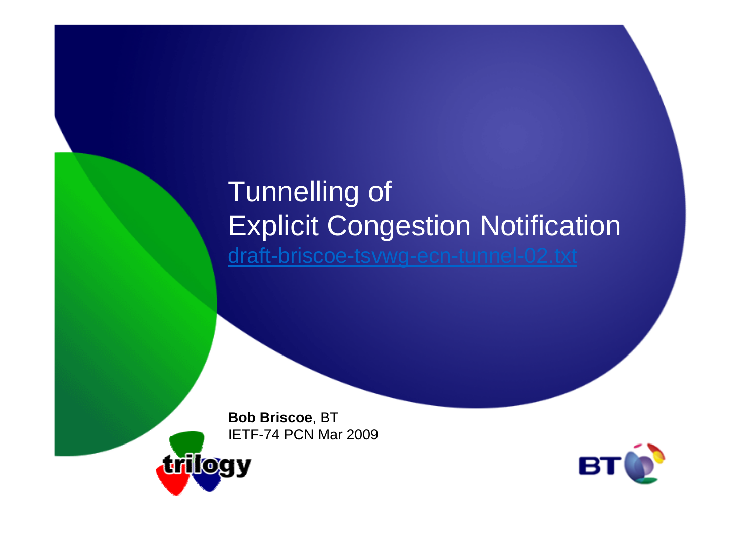# Tunnelling of Explicit Congestion Notification

[draft-briscoe-tsvwg-ecn-tunnel-02.txt](draft-briscoe-tsvwg-ecn-tunnel-02.txt)

**Bob Briscoe**, BT
IETF-74 PCN Mar 2009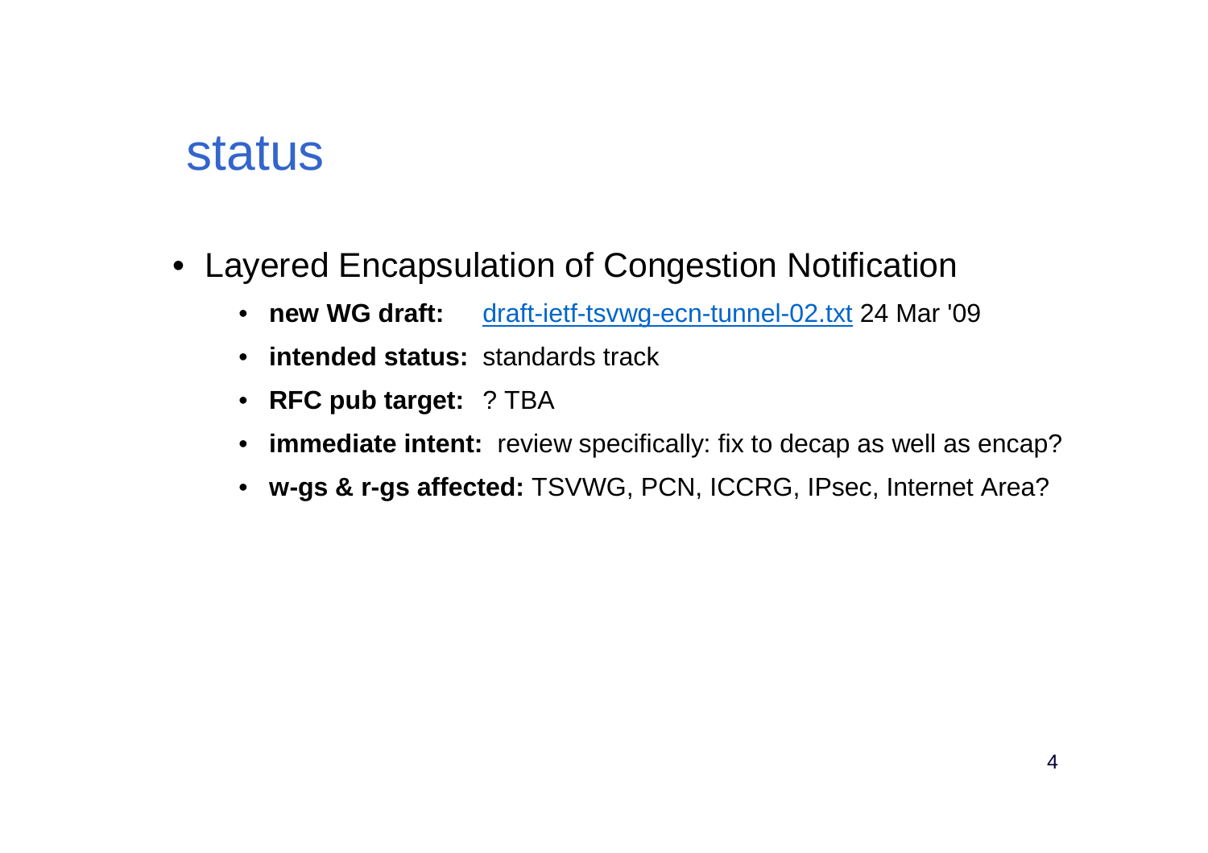# status

- Layered Encapsulation of Congestion Notification
  - **new WG draft:** draft-ietf-tsvwg-ecn-tunnel-02.txt 24 Mar '09
  - **intended status:** standards track
  - **RFC pub target:** ? TBA
  - **immediate intent:** review specifically: fix to decap as well as encap?
  - **w-gs & r-gs affected:** TSVWG, PCN, ICCRG, IPsec, Internet Area?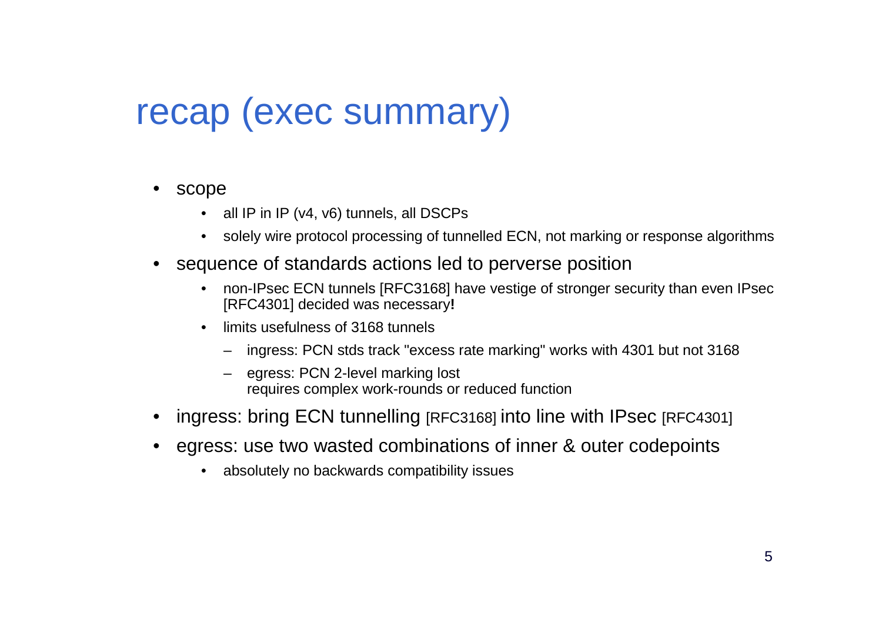# recap (exec summary)

- scope
  - all IP in IP (v4, v6) tunnels, all DSCPs
  - solely wire protocol processing of tunnelled ECN, not marking or response algorithms
- sequence of standards actions led to perverse position
  - non-IPsec ECN tunnels [RFC3168] have vestige of stronger security than even IPsec [RFC4301] decided was necessary**!**
  - limits usefulness of 3168 tunnels
    - ingress: PCN stds track "excess rate marking" works with 4301 but not 3168
    - egress: PCN 2-level marking lost
      requires complex work-rounds or reduced function
- ingress: bring ECN tunnelling [RFC3168] into line with IPsec [RFC4301]
- egress: use two wasted combinations of inner & outer codepoints
  - absolutely no backwards compatibility issues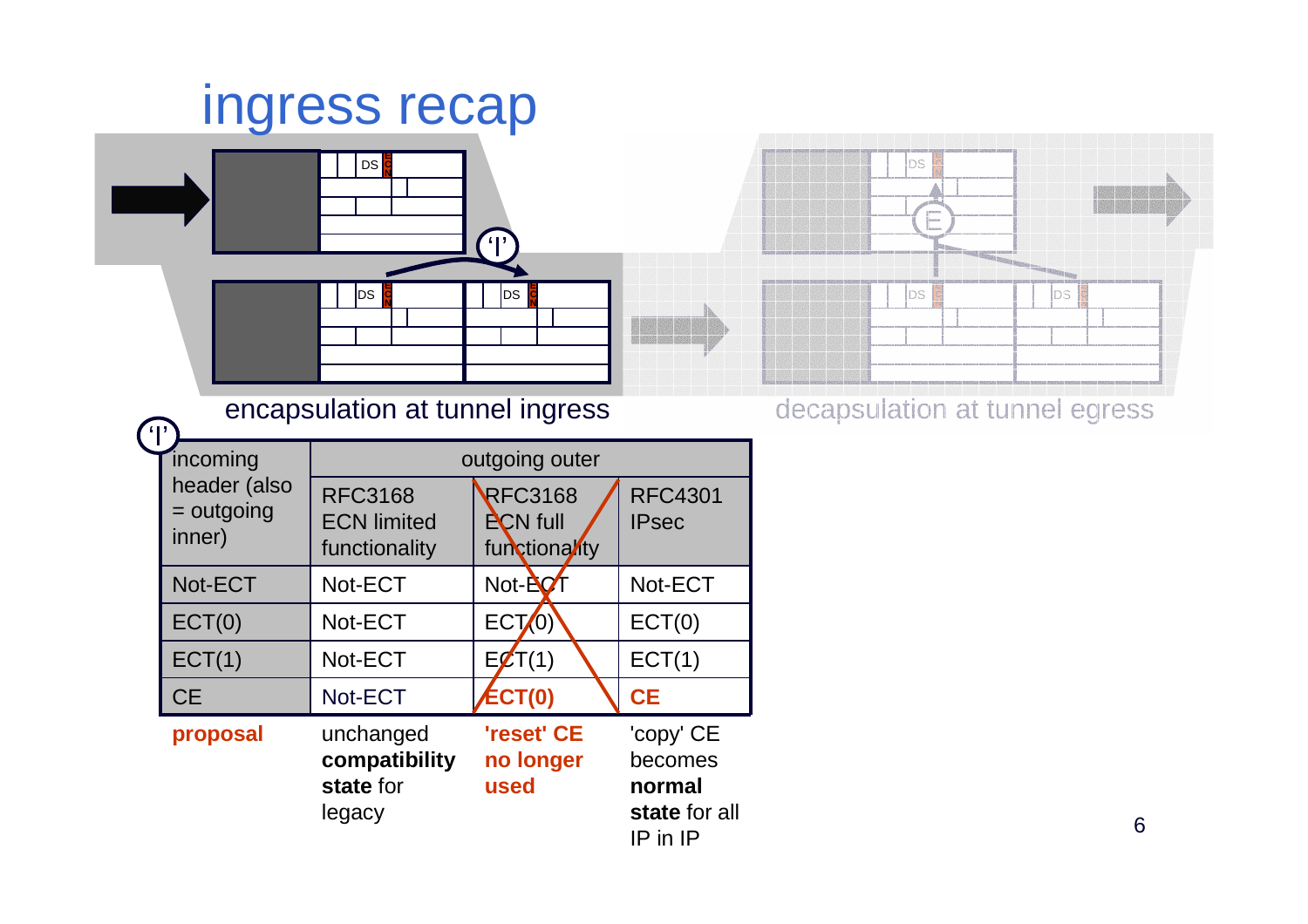# ingress recap

encapsulation at tunnel ingress

decapsulation at tunnel egress

| 'I' incoming header (also = outgoing inner) | outgoing outer | | |
|---|---|---|---|
| | RFC3168 ECN limited functionality | RFC3168 ECN full functionality | RFC4301 IPsec |
| Not-ECT | Not-ECT | Not-ECT | Not-ECT |
| ECT(0) | Not-ECT | ECT(0) | ECT(0) |
| ECT(1) | Not-ECT | ECT(1) | ECT(1) |
| CE | Not-ECT | **ECT(0)** | **CE** |
| **proposal** | unchanged **compatibility state** for legacy | **'reset' CE no longer used** | 'copy' CE becomes **normal state** for all IP in IP |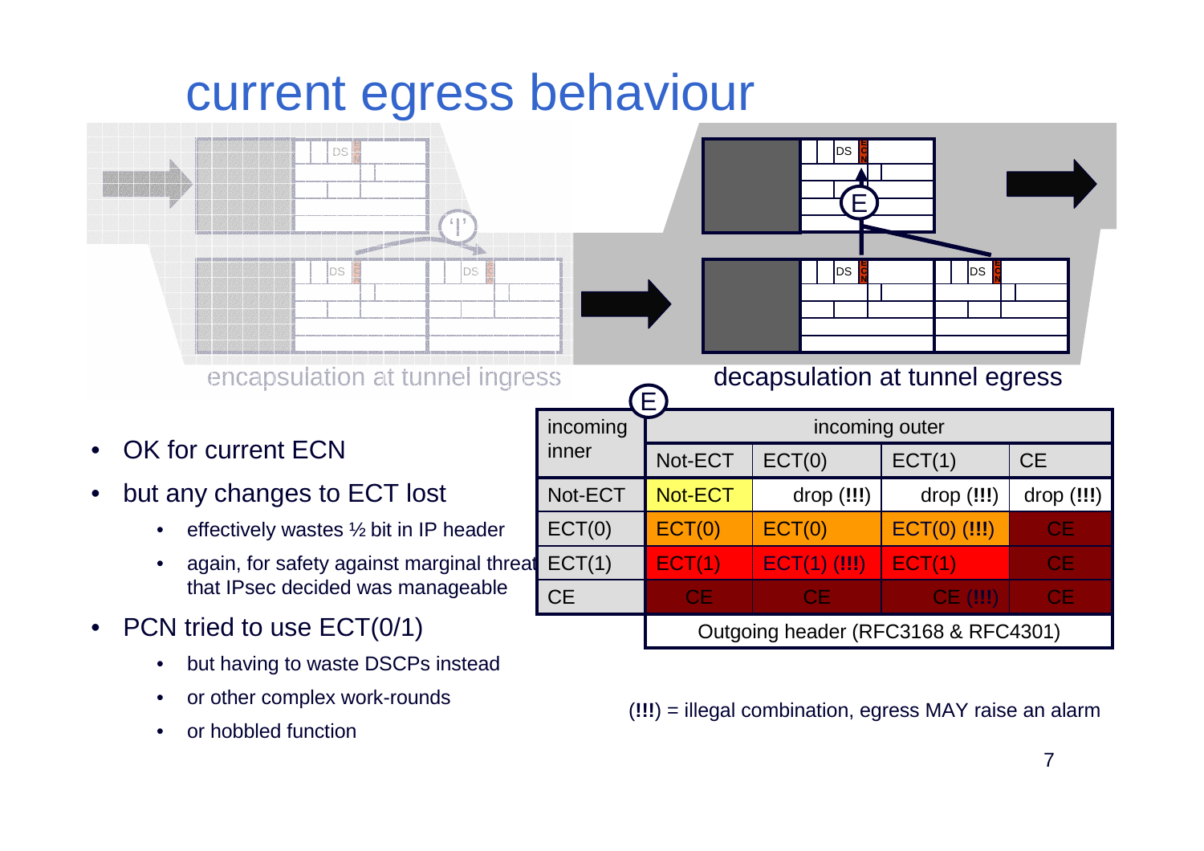# current egress behaviour

encapsulation at tunnel ingress

decapsulation at tunnel egress

- OK for current ECN
- but any changes to ECT lost
  - effectively wastes ½ bit in IP header
  - again, for safety against marginal threat that IPsec decided was manageable
- PCN tried to use ECT(0/1)
  - but having to waste DSCPs instead
  - or other complex work-rounds
  - or hobbled function

| incoming inner | incoming outer | | | |
|---|---|---|---|---|
| | Not-ECT | ECT(0) | ECT(1) | CE |
| Not-ECT | Not-ECT | drop (**!!!**) | drop (**!!!**) | drop (**!!!**) |
| ECT(0) | ECT(0) | ECT(0) | ECT(0) (**!!!**) | CE |
| ECT(1) | ECT(1) | ECT(1) (**!!!**) | ECT(1) | CE |
| CE | CE | CE | CE (**!!!**) | CE |
| | Outgoing header (RFC3168 & RFC4301) | | | |

(**!!!**) = illegal combination, egress MAY raise an alarm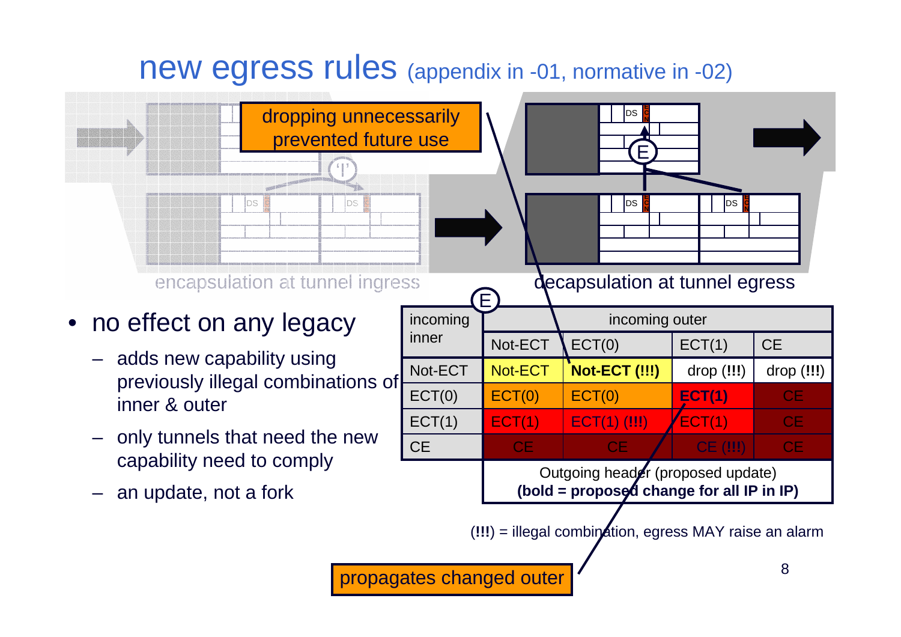# new egress rules (appendix in -01, normative in -02)

dropping unnecessarily prevented future use

encapsulation at tunnel ingress

decapsulation at tunnel egress

- no effect on any legacy
  - adds new capability using previously illegal combinations of inner & outer
  - only tunnels that need the new capability need to comply
  - an update, not a fork

| incoming inner | incoming outer | | | |
|---|---|---|---|---|
| | Not-ECT | ECT(0) | ECT(1) | CE |
| Not-ECT | Not-ECT | **Not-ECT (!!!)** | drop (!!!) | drop (!!!) |
| ECT(0) | ECT(0) | ECT(0) | **ECT(1)** | CE |
| ECT(1) | ECT(1) | ECT(1) (!!!) | ECT(1) | CE |
| CE | CE | CE | CE (!!!) | CE |

Outgoing header (proposed update)
**(bold = proposed change for all IP in IP)**

(!!!) = illegal combination, egress MAY raise an alarm

propagates changed outer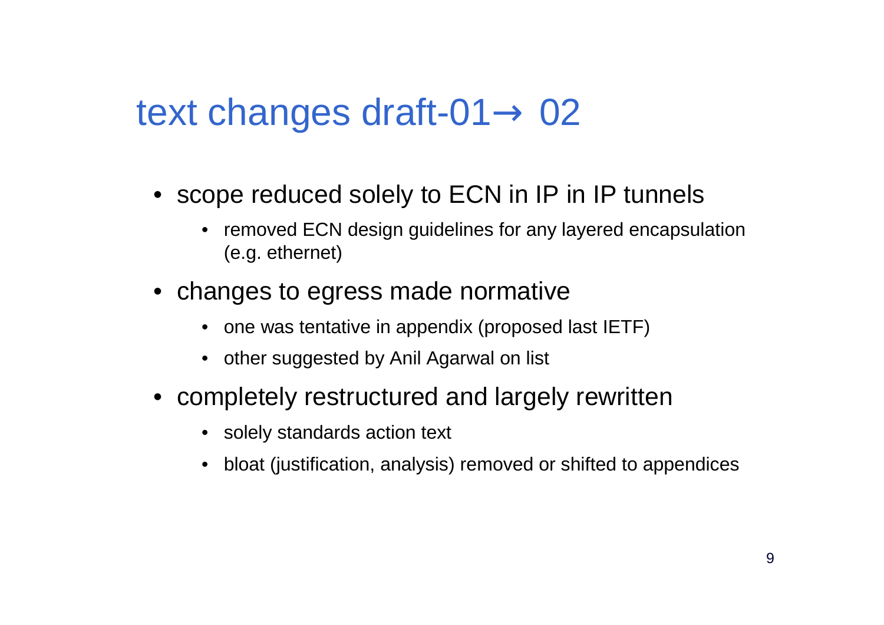# text changes draft-01→ 02

- scope reduced solely to ECN in IP in IP tunnels
  - removed ECN design guidelines for any layered encapsulation (e.g. ethernet)
- changes to egress made normative
  - one was tentative in appendix (proposed last IETF)
  - other suggested by Anil Agarwal on list
- completely restructured and largely rewritten
  - solely standards action text
  - bloat (justification, analysis) removed or shifted to appendices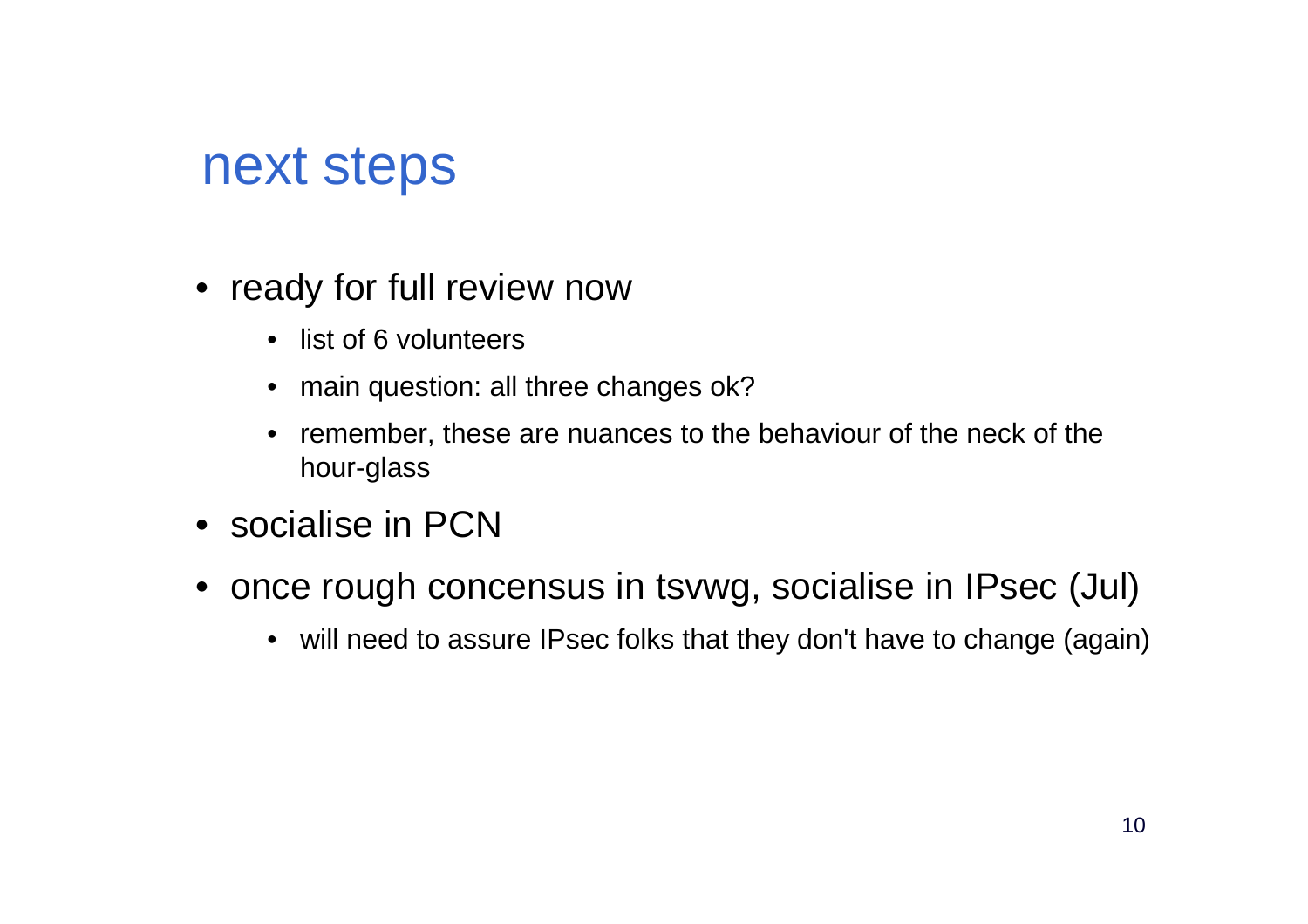# next steps

- ready for full review now
  - list of 6 volunteers
  - main question: all three changes ok?
  - remember, these are nuances to the behaviour of the neck of the hour-glass
- socialise in PCN
- once rough concensus in tsvwg, socialise in IPsec (Jul)
  - will need to assure IPsec folks that they don't have to change (again)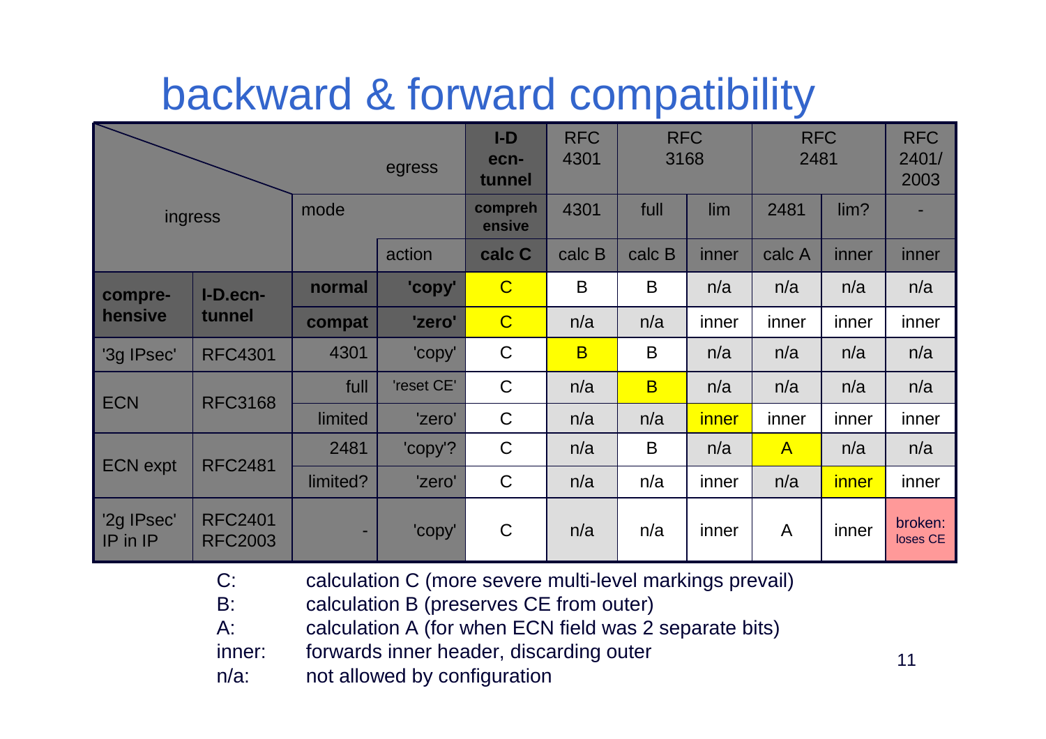# backward & forward compatibility

| ingress | | mode | action | I-D ecn-tunnel | RFC 4301 | RFC 3168 | | RFC 2481 | | RFC 2401/ 2003 |
|---|---|---|---|---|---|---|---|---|---|---|
| | | | **egress mode** | **compreh ensive** | 4301 | full | lim | 2481 | lim? | - |
| | | | **action** | **calc C** | calc B | calc B | inner | calc A | inner | inner |
| **compre-hensive** | **I-D.ecn-tunnel** | **normal** | **'copy'** | C | B | B | n/a | n/a | n/a | n/a |
| | | **compat** | **'zero'** | C | n/a | n/a | inner | inner | inner | inner |
| '3g IPsec' | RFC4301 | 4301 | 'copy' | C | B | B | n/a | n/a | n/a | n/a |
| ECN | RFC3168 | full | 'reset CE' | C | n/a | B | n/a | n/a | n/a | n/a |
| | | limited | 'zero' | C | n/a | n/a | inner | inner | inner | inner |
| ECN expt | RFC2481 | 2481 | 'copy'? | C | n/a | B | n/a | A | n/a | n/a |
| | | limited? | 'zero' | C | n/a | n/a | inner | n/a | inner | inner |
| '2g IPsec' IP in IP | RFC2401 RFC2003 | - | 'copy' | C | n/a | n/a | inner | A | inner | broken: loses CE |

- C: calculation C (more severe multi-level markings prevail)
- B: calculation B (preserves CE from outer)
- A: calculation A (for when ECN field was 2 separate bits)
- inner: forwards inner header, discarding outer
- n/a: not allowed by configuration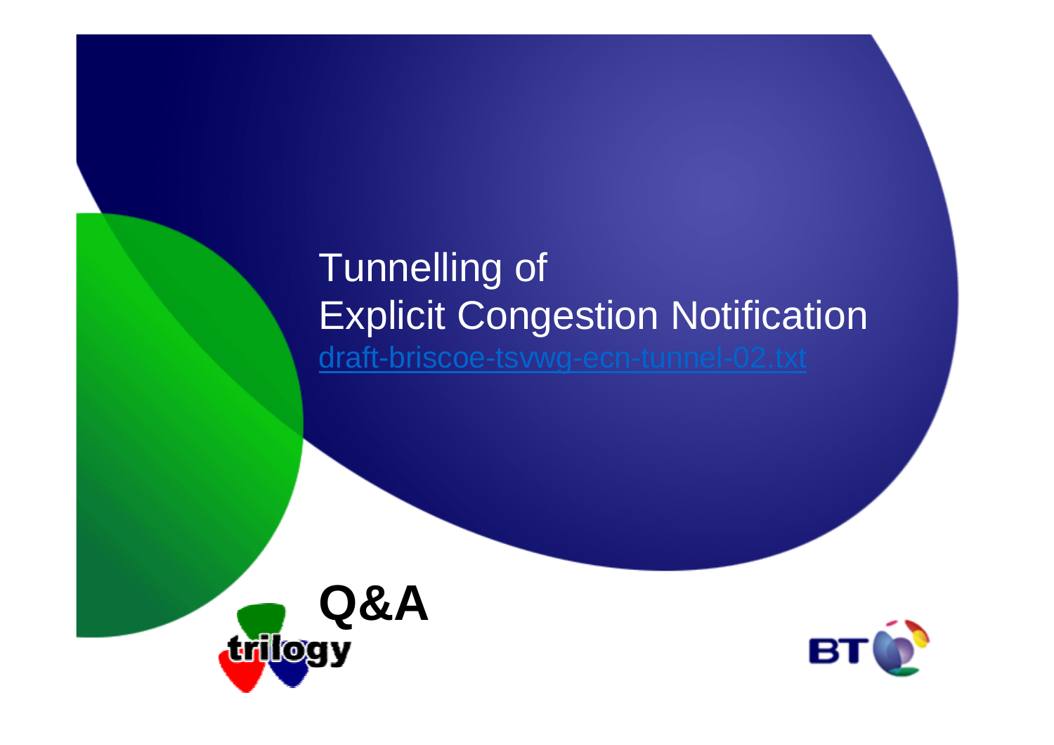# Tunnelling of Explicit Congestion Notification

draft-briscoe-tsvwg-ecn-tunnel-02.txt

## Q&A